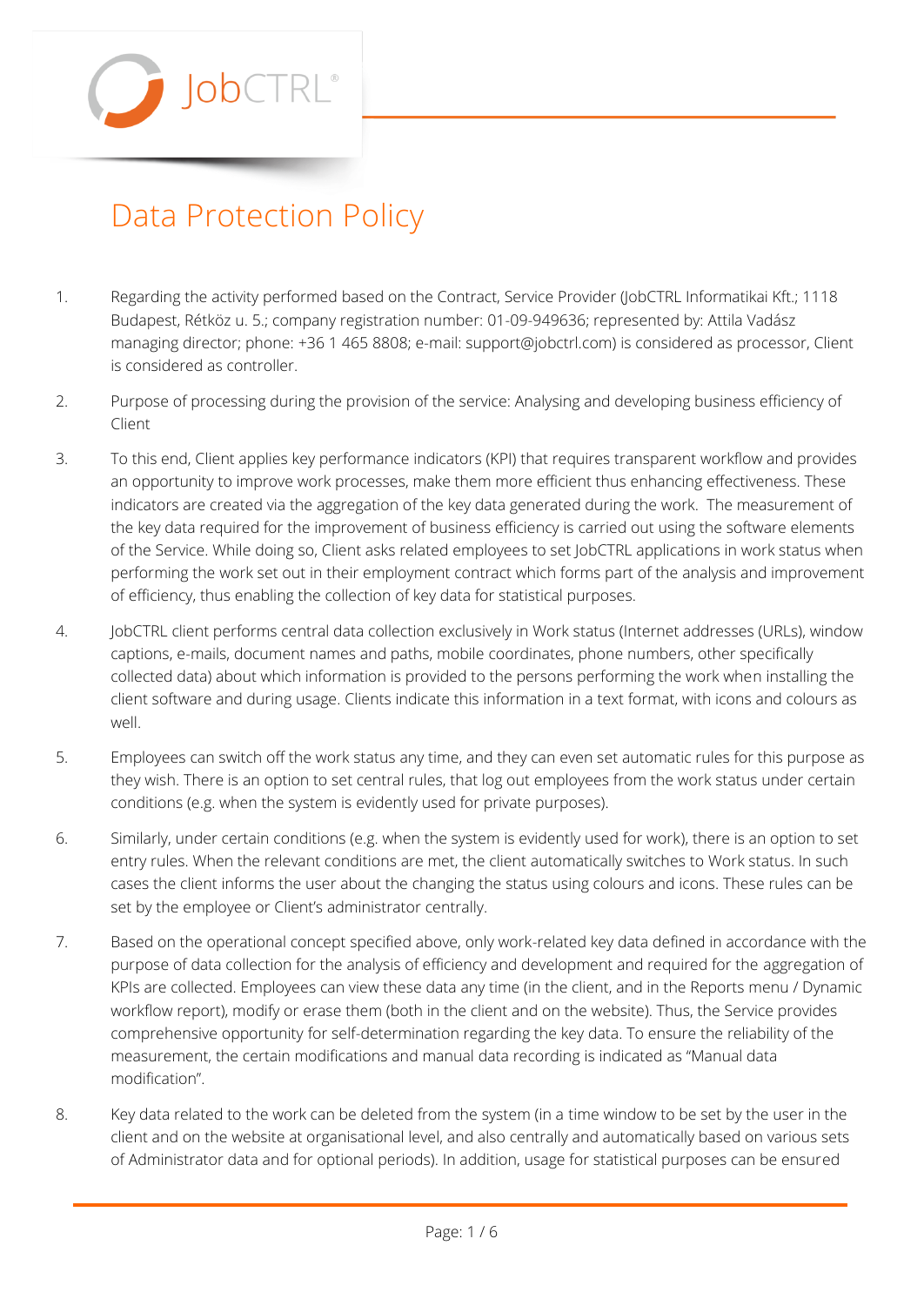JobCTRL®

# Data Protection Policy

1. Regarding the activity performed based on the Contract, Service Provider (JobCTRL Informatikai Kft.; 1118 Budapest, Rétköz u. 5.; company registration number: 01-09-949636; represented by: Attila Vadász managing director; phone: +36 1 465 8808; e-mail: support@jobctrl.com) is considered as processor, Client is considered as controller.

2. Purpose of processing during the provision of the service: Analysing and developing business efficiency of Client

3. To this end, Client applies key performance indicators (KPI) that requires transparent workflow and provides an opportunity to improve work processes, make them more efficient thus enhancing effectiveness. These indicators are created via the aggregation of the key data generated during the work. The measurement of the key data required for the improvement of business efficiency is carried out using the software elements of the Service. While doing so, Client asks related employees to set JobCTRL applications in work status when performing the work set out in their employment contract which forms part of the analysis and improvement of efficiency, thus enabling the collection of key data for statistical purposes.

4. JobCTRL client performs central data collection exclusively in Work status (Internet addresses (URLs), window captions, e-mails, document names and paths, mobile coordinates, phone numbers, other specifically collected data) about which information is provided to the persons performing the work when installing the client software and during usage. Clients indicate this information in a text format, with icons and colours as well.

5. Employees can switch off the work status any time, and they can even set automatic rules for this purpose as they wish. There is an option to set central rules, that log out employees from the work status under certain conditions (e.g. when the system is evidently used for private purposes).

6. Similarly, under certain conditions (e.g. when the system is evidently used for work), there is an option to set entry rules. When the relevant conditions are met, the client automatically switches to Work status. In such cases the client informs the user about the changing the status using colours and icons. These rules can be set by the employee or Client's administrator centrally.

7. Based on the operational concept specified above, only work-related key data defined in accordance with the purpose of data collection for the analysis of efficiency and development and required for the aggregation of KPIs are collected. Employees can view these data any time (in the client, and in the Reports menu / Dynamic workflow report), modify or erase them (both in the client and on the website). Thus, the Service provides comprehensive opportunity for self-determination regarding the key data. To ensure the reliability of the measurement, the certain modifications and manual data recording is indicated as "Manual data modification".

8. Key data related to the work can be deleted from the system (in a time window to be set by the user in the client and on the website at organisational level, and also centrally and automatically based on various sets of Administrator data and for optional periods). In addition, usage for statistical purposes can be ensured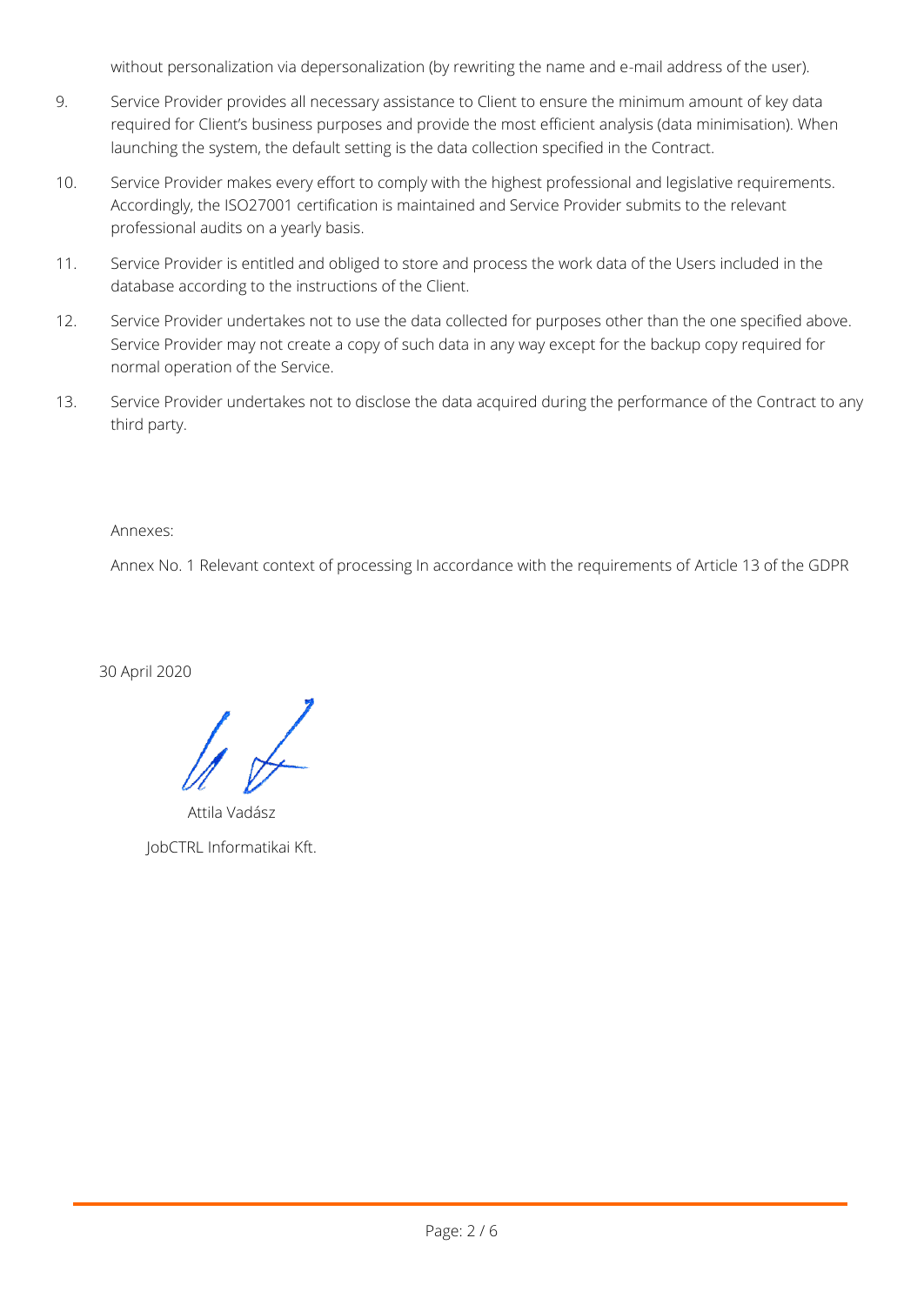without personalization via depersonalization (by rewriting the name and e-mail address of the user).

9. Service Provider provides all necessary assistance to Client to ensure the minimum amount of key data required for Client's business purposes and provide the most efficient analysis (data minimisation). When launching the system, the default setting is the data collection specified in the Contract.

10. Service Provider makes every effort to comply with the highest professional and legislative requirements. Accordingly, the ISO27001 certification is maintained and Service Provider submits to the relevant professional audits on a yearly basis.

11. Service Provider is entitled and obliged to store and process the work data of the Users included in the database according to the instructions of the Client.

12. Service Provider undertakes not to use the data collected for purposes other than the one specified above. Service Provider may not create a copy of such data in any way except for the backup copy required for normal operation of the Service.

13. Service Provider undertakes not to disclose the data acquired during the performance of the Contract to any third party.

Annexes:

Annex No. 1 Relevant context of processing In accordance with the requirements of Article 13 of the GDPR

30 April 2020

Attila Vadász

JobCTRL Informatikai Kft.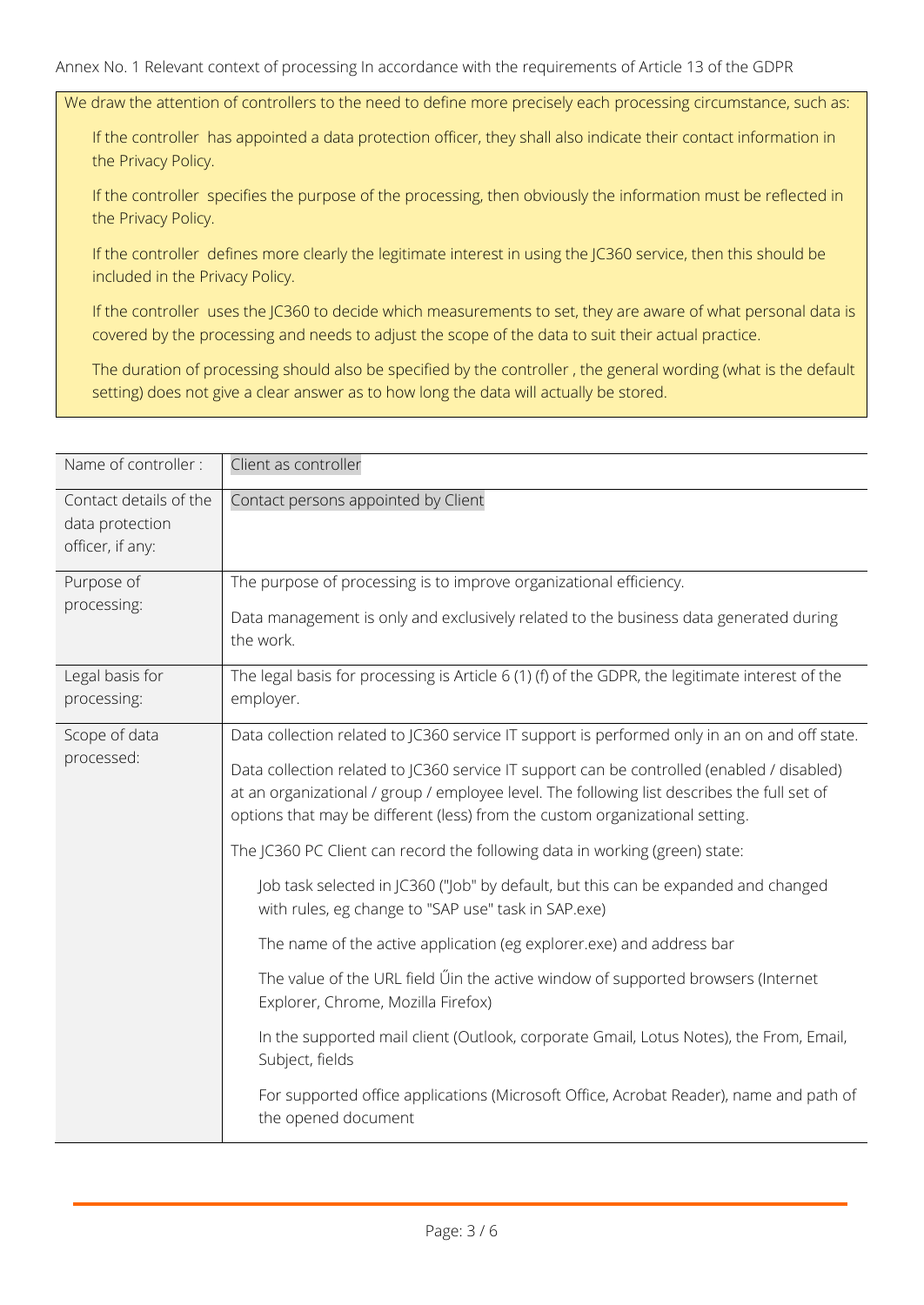Annex No. 1 Relevant context of processing In accordance with the requirements of Article 13 of the GDPR

We draw the attention of controllers to the need to define more precisely each processing circumstance, such as:

- If the controller has appointed a data protection officer, they shall also indicate their contact information in the Privacy Policy.
- If the controller specifies the purpose of the processing, then obviously the information must be reflected in the Privacy Policy.
- If the controller defines more clearly the legitimate interest in using the JC360 service, then this should be included in the Privacy Policy.
- If the controller uses the JC360 to decide which measurements to set, they are aware of what personal data is covered by the processing and needs to adjust the scope of the data to suit their actual practice.
- The duration of processing should also be specified by the controller , the general wording (what is the default setting) does not give a clear answer as to how long the data will actually be stored.

| | |
|---|---|
| Name of controller : | Client as controller |
| Contact details of the data protection officer, if any: | Contact persons appointed by Client |
| Purpose of processing: | The purpose of processing is to improve organizational efficiency.<br><br>Data management is only and exclusively related to the business data generated during the work. |
| Legal basis for processing: | The legal basis for processing is Article 6 (1) (f) of the GDPR, the legitimate interest of the employer. |
| Scope of data processed: | Data collection related to JC360 service IT support is performed only in an on and off state.<br><br>Data collection related to JC360 service IT support can be controlled (enabled / disabled) at an organizational / group / employee level. The following list describes the full set of options that may be different (less) from the custom organizational setting.<br><br>The JC360 PC Client can record the following data in working (green) state:<br><br>- Job task selected in JC360 ("Job" by default, but this can be expanded and changed with rules, eg change to "SAP use" task in SAP.exe)<br>- The name of the active application (eg explorer.exe) and address bar<br>- The value of the URL field Űin the active window of supported browsers (Internet Explorer, Chrome, Mozilla Firefox)<br>- In the supported mail client (Outlook, corporate Gmail, Lotus Notes), the From, Email, Subject, fields<br>- For supported office applications (Microsoft Office, Acrobat Reader), name and path of the opened document |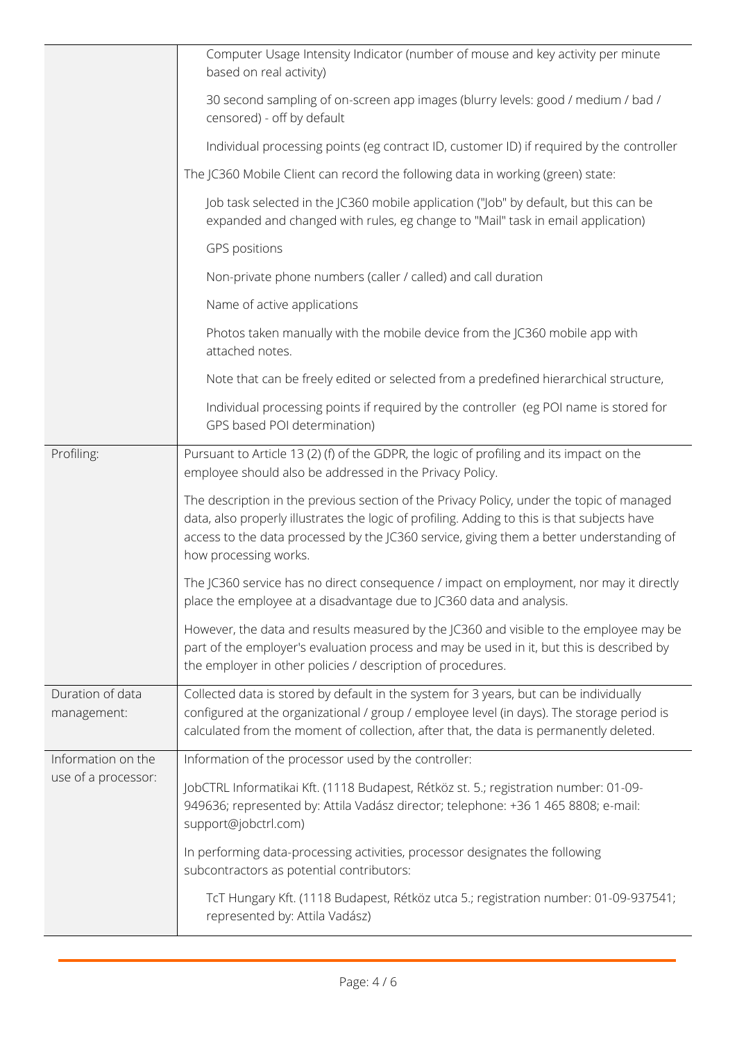| | |
|---|---|
| | Computer Usage Intensity Indicator (number of mouse and key activity per minute based on real activity)<br><br>30 second sampling of on-screen app images (blurry levels: good / medium / bad / censored) - off by default<br><br>Individual processing points (eg contract ID, customer ID) if required by the controller<br><br>The JC360 Mobile Client can record the following data in working (green) state:<br><br>Job task selected in the JC360 mobile application ("Job" by default, but this can be expanded and changed with rules, eg change to "Mail" task in email application)<br><br>GPS positions<br><br>Non-private phone numbers (caller / called) and call duration<br><br>Name of active applications<br><br>Photos taken manually with the mobile device from the JC360 mobile app with attached notes.<br><br>Note that can be freely edited or selected from a predefined hierarchical structure,<br><br>Individual processing points if required by the controller (eg POI name is stored for GPS based POI determination) |
| Profiling: | Pursuant to Article 13 (2) (f) of the GDPR, the logic of profiling and its impact on the employee should also be addressed in the Privacy Policy.<br><br>The description in the previous section of the Privacy Policy, under the topic of managed data, also properly illustrates the logic of profiling. Adding to this is that subjects have access to the data processed by the JC360 service, giving them a better understanding of how processing works.<br><br>The JC360 service has no direct consequence / impact on employment, nor may it directly place the employee at a disadvantage due to JC360 data and analysis.<br><br>However, the data and results measured by the JC360 and visible to the employee may be part of the employer's evaluation process and may be used in it, but this is described by the employer in other policies / description of procedures. |
| Duration of data management: | Collected data is stored by default in the system for 3 years, but can be individually configured at the organizational / group / employee level (in days). The storage period is calculated from the moment of collection, after that, the data is permanently deleted. |
| Information on the use of a processor: | Information of the processor used by the controller:<br><br>JobCTRL Informatikai Kft. (1118 Budapest, Rétköz st. 5.; registration number: 01-09-949636; represented by: Attila Vadász director; telephone: +36 1 465 8808; e-mail: support@jobctrl.com)<br><br>In performing data-processing activities, processor designates the following subcontractors as potential contributors:<br><br>TcT Hungary Kft. (1118 Budapest, Rétköz utca 5.; registration number: 01-09-937541; represented by: Attila Vadász) |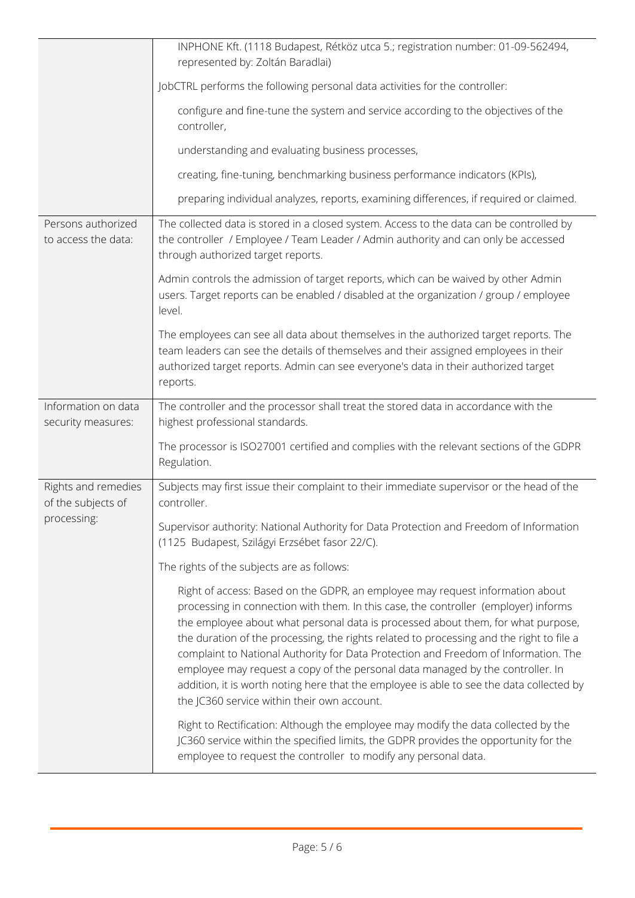| | |
|---|---|
| | INPHONE Kft. (1118 Budapest, Rétköz utca 5.; registration number: 01-09-562494, represented by: Zoltán Baradlai)<br><br>JobCTRL performs the following personal data activities for the controller:<br><br>configure and fine-tune the system and service according to the objectives of the controller,<br><br>understanding and evaluating business processes,<br><br>creating, fine-tuning, benchmarking business performance indicators (KPIs),<br><br>preparing individual analyzes, reports, examining differences, if required or claimed. |
| Persons authorized to access the data: | The collected data is stored in a closed system. Access to the data can be controlled by the controller / Employee / Team Leader / Admin authority and can only be accessed through authorized target reports.<br><br>Admin controls the admission of target reports, which can be waived by other Admin users. Target reports can be enabled / disabled at the organization / group / employee level.<br><br>The employees can see all data about themselves in the authorized target reports. The team leaders can see the details of themselves and their assigned employees in their authorized target reports. Admin can see everyone's data in their authorized target reports. |
| Information on data security measures: | The controller and the processor shall treat the stored data in accordance with the highest professional standards.<br><br>The processor is ISO27001 certified and complies with the relevant sections of the GDPR Regulation. |
| Rights and remedies of the subjects of processing: | Subjects may first issue their complaint to their immediate supervisor or the head of the controller.<br><br>Supervisor authority: National Authority for Data Protection and Freedom of Information (1125 Budapest, Szilágyi Erzsébet fasor 22/C).<br><br>The rights of the subjects are as follows:<br><br>Right of access: Based on the GDPR, an employee may request information about processing in connection with them. In this case, the controller (employer) informs the employee about what personal data is processed about them, for what purpose, the duration of the processing, the rights related to processing and the right to file a complaint to National Authority for Data Protection and Freedom of Information. The employee may request a copy of the personal data managed by the controller. In addition, it is worth noting here that the employee is able to see the data collected by the JC360 service within their own account.<br><br>Right to Rectification: Although the employee may modify the data collected by the JC360 service within the specified limits, the GDPR provides the opportunity for the employee to request the controller to modify any personal data. |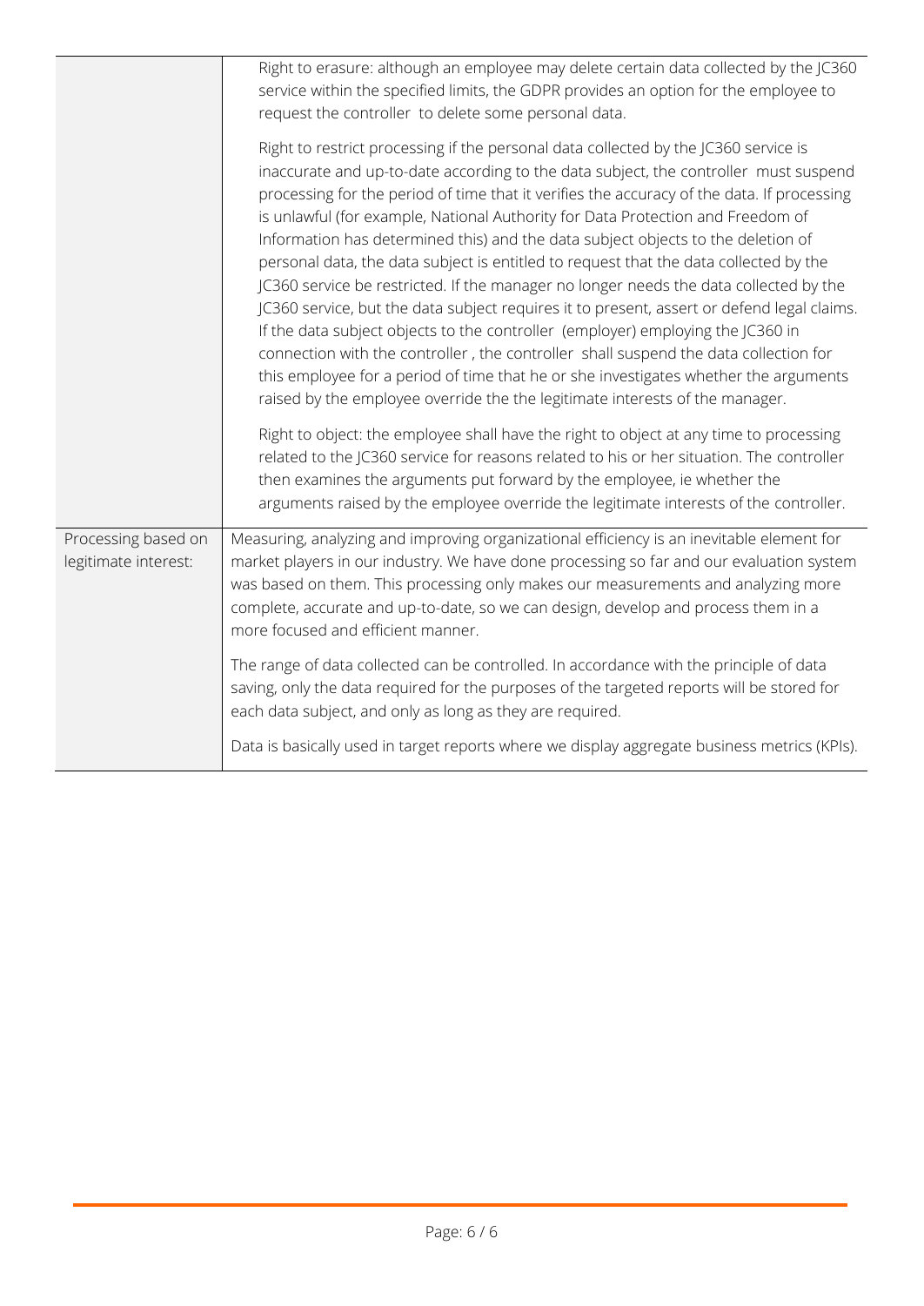| | |
|---|---|
| | Right to erasure: although an employee may delete certain data collected by the JC360 service within the specified limits, the GDPR provides an option for the employee to request the controller to delete some personal data.<br><br>Right to restrict processing if the personal data collected by the JC360 service is inaccurate and up-to-date according to the data subject, the controller must suspend processing for the period of time that it verifies the accuracy of the data. If processing is unlawful (for example, National Authority for Data Protection and Freedom of Information has determined this) and the data subject objects to the deletion of personal data, the data subject is entitled to request that the data collected by the JC360 service be restricted. If the manager no longer needs the data collected by the JC360 service, but the data subject requires it to present, assert or defend legal claims. If the data subject objects to the controller (employer) employing the JC360 in connection with the controller , the controller shall suspend the data collection for this employee for a period of time that he or she investigates whether the arguments raised by the employee override the the legitimate interests of the manager.<br><br>Right to object: the employee shall have the right to object at any time to processing related to the JC360 service for reasons related to his or her situation. The controller then examines the arguments put forward by the employee, ie whether the arguments raised by the employee override the legitimate interests of the controller. |
| Processing based on legitimate interest: | Measuring, analyzing and improving organizational efficiency is an inevitable element for market players in our industry. We have done processing so far and our evaluation system was based on them. This processing only makes our measurements and analyzing more complete, accurate and up-to-date, so we can design, develop and process them in a more focused and efficient manner.<br><br>The range of data collected can be controlled. In accordance with the principle of data saving, only the data required for the purposes of the targeted reports will be stored for each data subject, and only as long as they are required.<br><br>Data is basically used in target reports where we display aggregate business metrics (KPIs). |